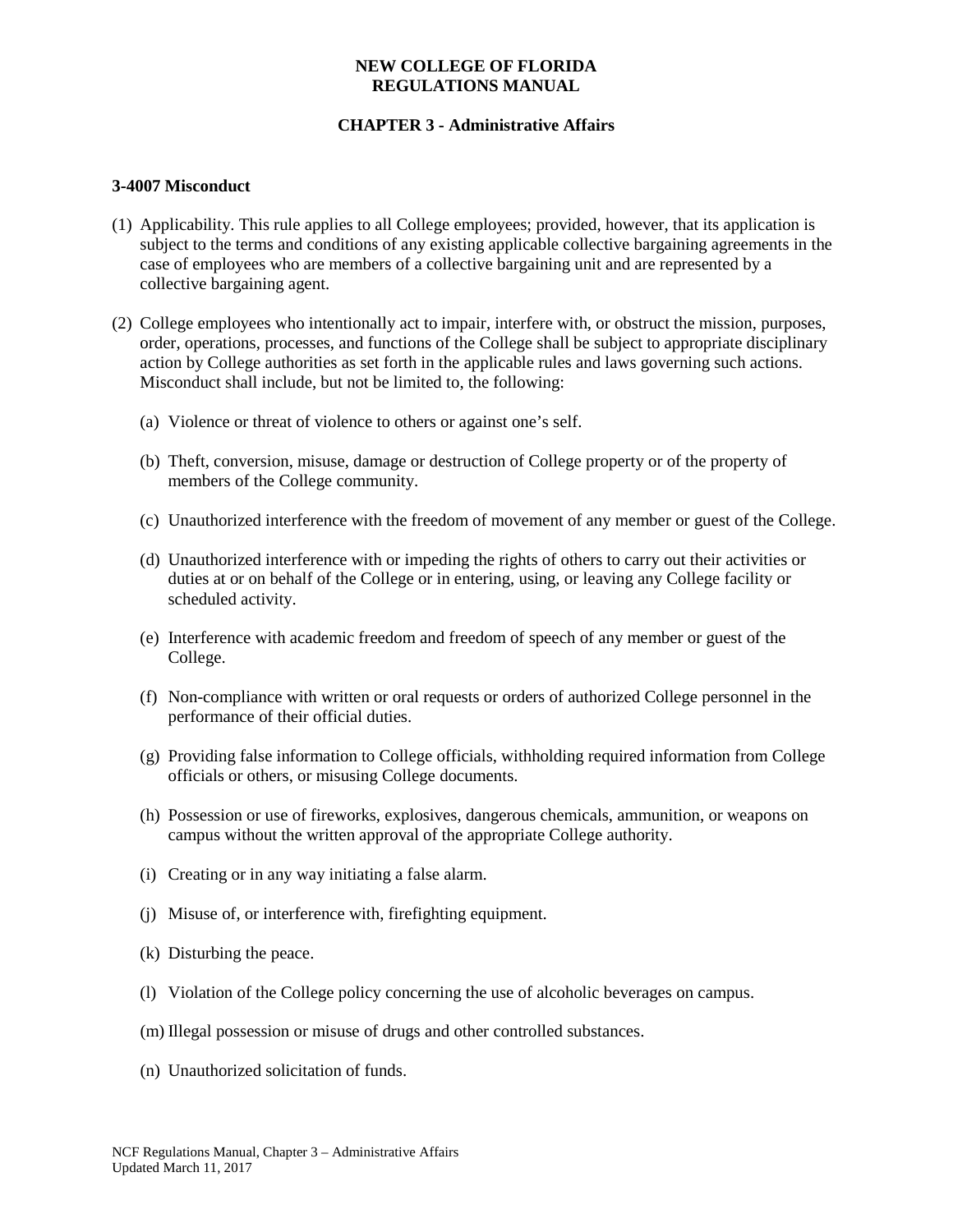**NEW COLLEGE OF FLORIDA**
**REGULATIONS MANUAL**

**CHAPTER 3 - Administrative Affairs**

### 3-4007 Misconduct

(1) Applicability. This rule applies to all College employees; provided, however, that its application is subject to the terms and conditions of any existing applicable collective bargaining agreements in the case of employees who are members of a collective bargaining unit and are represented by a collective bargaining agent.

(2) College employees who intentionally act to impair, interfere with, or obstruct the mission, purposes, order, operations, processes, and functions of the College shall be subject to appropriate disciplinary action by College authorities as set forth in the applicable rules and laws governing such actions. Misconduct shall include, but not be limited to, the following:

   (a) Violence or threat of violence to others or against one's self.

   (b) Theft, conversion, misuse, damage or destruction of College property or of the property of members of the College community.

   (c) Unauthorized interference with the freedom of movement of any member or guest of the College.

   (d) Unauthorized interference with or impeding the rights of others to carry out their activities or duties at or on behalf of the College or in entering, using, or leaving any College facility or scheduled activity.

   (e) Interference with academic freedom and freedom of speech of any member or guest of the College.

   (f) Non-compliance with written or oral requests or orders of authorized College personnel in the performance of their official duties.

   (g) Providing false information to College officials, withholding required information from College officials or others, or misusing College documents.

   (h) Possession or use of fireworks, explosives, dangerous chemicals, ammunition, or weapons on campus without the written approval of the appropriate College authority.

   (i) Creating or in any way initiating a false alarm.

   (j) Misuse of, or interference with, firefighting equipment.

   (k) Disturbing the peace.

   (l) Violation of the College policy concerning the use of alcoholic beverages on campus.

   (m) Illegal possession or misuse of drugs and other controlled substances.

   (n) Unauthorized solicitation of funds.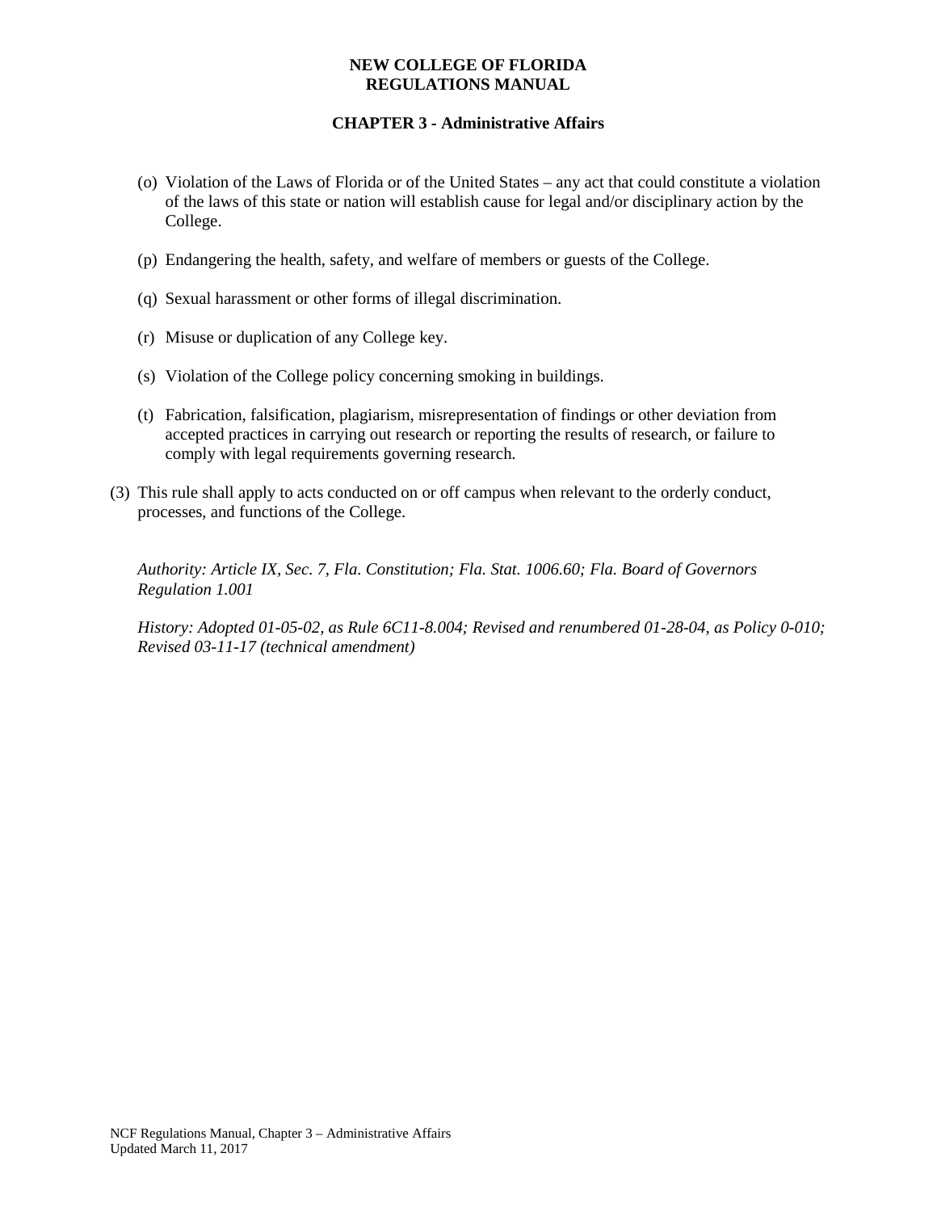(o) Violation of the Laws of Florida or of the United States – any act that could constitute a violation of the laws of this state or nation will establish cause for legal and/or disciplinary action by the College.

(p) Endangering the health, safety, and welfare of members or guests of the College.

(q) Sexual harassment or other forms of illegal discrimination.

(r) Misuse or duplication of any College key.

(s) Violation of the College policy concerning smoking in buildings.

(t) Fabrication, falsification, plagiarism, misrepresentation of findings or other deviation from accepted practices in carrying out research or reporting the results of research, or failure to comply with legal requirements governing research.

(3) This rule shall apply to acts conducted on or off campus when relevant to the orderly conduct, processes, and functions of the College.

*Authority: Article IX, Sec. 7, Fla. Constitution; Fla. Stat. 1006.60; Fla. Board of Governors Regulation 1.001*

*History: Adopted 01-05-02, as Rule 6C11-8.004; Revised and renumbered 01-28-04, as Policy 0-010; Revised 03-11-17 (technical amendment)*